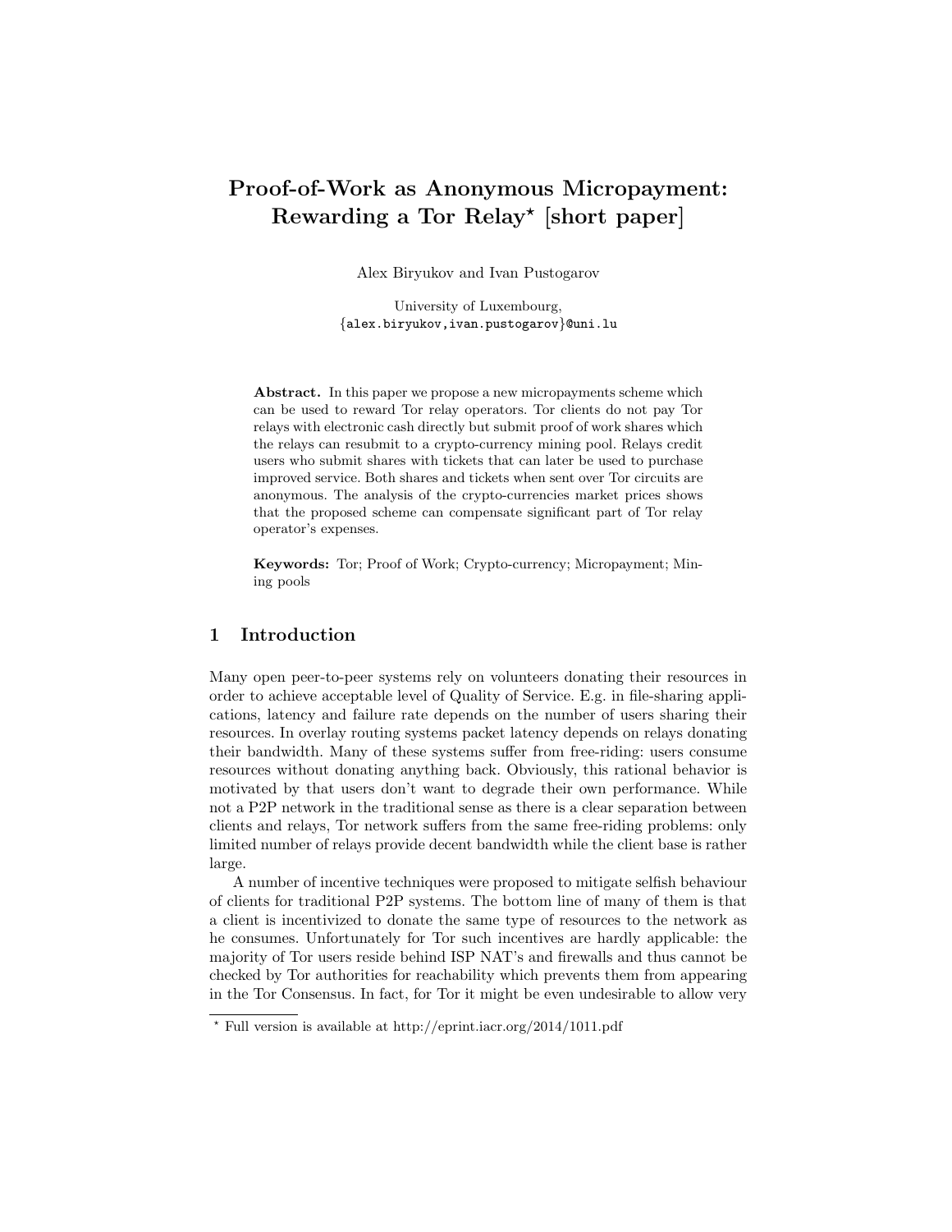# Proof-of-Work as Anonymous Micropayment: Rewarding a Tor Relay* [short paper]

Alex Biryukov and Ivan Pustogarov

University of Luxembourg,
{alex.biryukov,ivan.pustogarov}@uni.lu

**Abstract.** In this paper we propose a new micropayments scheme which can be used to reward Tor relay operators. Tor clients do not pay Tor relays with electronic cash directly but submit proof of work shares which the relays can resubmit to a crypto-currency mining pool. Relays credit users who submit shares with tickets that can later be used to purchase improved service. Both shares and tickets when sent over Tor circuits are anonymous. The analysis of the crypto-currencies market prices shows that the proposed scheme can compensate significant part of Tor relay operator's expenses.

**Keywords:** Tor; Proof of Work; Crypto-currency; Micropayment; Mining pools

## 1 Introduction

Many open peer-to-peer systems rely on volunteers donating their resources in order to achieve acceptable level of Quality of Service. E.g. in file-sharing applications, latency and failure rate depends on the number of users sharing their resources. In overlay routing systems packet latency depends on relays donating their bandwidth. Many of these systems suffer from free-riding: users consume resources without donating anything back. Obviously, this rational behavior is motivated by that users don't want to degrade their own performance. While not a P2P network in the traditional sense as there is a clear separation between clients and relays, Tor network suffers from the same free-riding problems: only limited number of relays provide decent bandwidth while the client base is rather large.

A number of incentive techniques were proposed to mitigate selfish behaviour of clients for traditional P2P systems. The bottom line of many of them is that a client is incentivized to donate the same type of resources to the network as he consumes. Unfortunately for Tor such incentives are hardly applicable: the majority of Tor users reside behind ISP NAT's and firewalls and thus cannot be checked by Tor authorities for reachability which prevents them from appearing in the Tor Consensus. In fact, for Tor it might be even undesirable to allow very

* Full version is available at http://eprint.iacr.org/2014/1011.pdf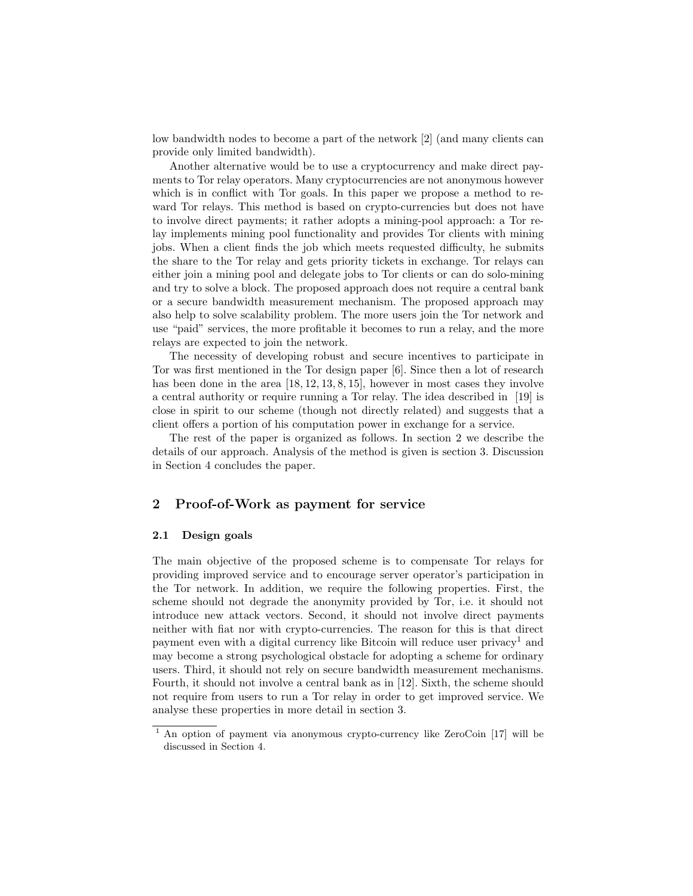low bandwidth nodes to become a part of the network [2] (and many clients can provide only limited bandwidth).

Another alternative would be to use a cryptocurrency and make direct payments to Tor relay operators. Many cryptocurrencies are not anonymous however which is in conflict with Tor goals. In this paper we propose a method to reward Tor relays. This method is based on crypto-currencies but does not have to involve direct payments; it rather adopts a mining-pool approach: a Tor relay implements mining pool functionality and provides Tor clients with mining jobs. When a client finds the job which meets requested difficulty, he submits the share to the Tor relay and gets priority tickets in exchange. Tor relays can either join a mining pool and delegate jobs to Tor clients or can do solo-mining and try to solve a block. The proposed approach does not require a central bank or a secure bandwidth measurement mechanism. The proposed approach may also help to solve scalability problem. The more users join the Tor network and use "paid" services, the more profitable it becomes to run a relay, and the more relays are expected to join the network.

The necessity of developing robust and secure incentives to participate in Tor was first mentioned in the Tor design paper [6]. Since then a lot of research has been done in the area [18, 12, 13, 8, 15], however in most cases they involve a central authority or require running a Tor relay. The idea described in [19] is close in spirit to our scheme (though not directly related) and suggests that a client offers a portion of his computation power in exchange for a service.

The rest of the paper is organized as follows. In section 2 we describe the details of our approach. Analysis of the method is given is section 3. Discussion in Section 4 concludes the paper.

## 2 Proof-of-Work as payment for service

### 2.1 Design goals

The main objective of the proposed scheme is to compensate Tor relays for providing improved service and to encourage server operator's participation in the Tor network. In addition, we require the following properties. First, the scheme should not degrade the anonymity provided by Tor, i.e. it should not introduce new attack vectors. Second, it should not involve direct payments neither with fiat nor with crypto-currencies. The reason for this is that direct payment even with a digital currency like Bitcoin will reduce user privacy[1] and may become a strong psychological obstacle for adopting a scheme for ordinary users. Third, it should not rely on secure bandwidth measurement mechanisms. Fourth, it should not involve a central bank as in [12]. Sixth, the scheme should not require from users to run a Tor relay in order to get improved service. We analyse these properties in more detail in section 3.

[1] An option of payment via anonymous crypto-currency like ZeroCoin [17] will be discussed in Section 4.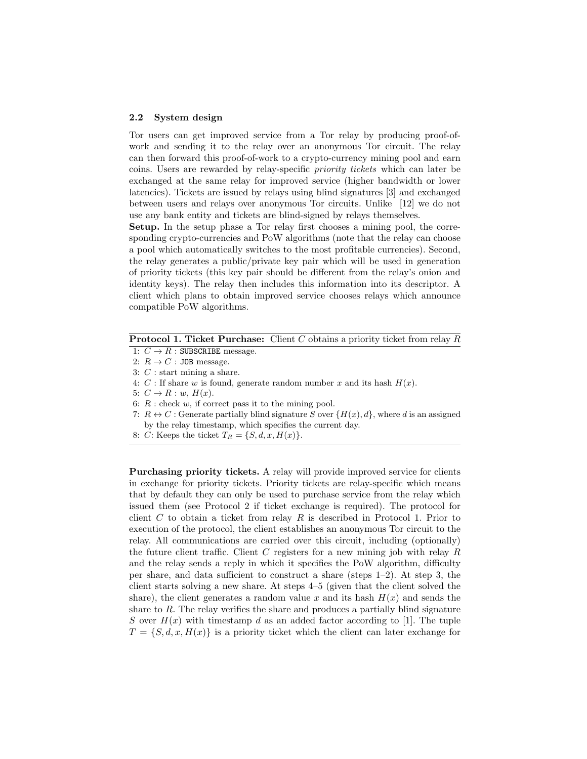### 2.2 System design

Tor users can get improved service from a Tor relay by producing proof-of-work and sending it to the relay over an anonymous Tor circuit. The relay can then forward this proof-of-work to a crypto-currency mining pool and earn coins. Users are rewarded by relay-specific *priority tickets* which can later be exchanged at the same relay for improved service (higher bandwidth or lower latencies). Tickets are issued by relays using blind signatures [3] and exchanged between users and relays over anonymous Tor circuits. Unlike [12] we do not use any bank entity and tickets are blind-signed by relays themselves.

**Setup.** In the setup phase a Tor relay first chooses a mining pool, the corresponding crypto-currencies and PoW algorithms (note that the relay can choose a pool which automatically switches to the most profitable currencies). Second, the relay generates a public/private key pair which will be used in generation of priority tickets (this key pair should be different from the relay's onion and identity keys). The relay then includes this information into its descriptor. A client which plans to obtain improved service chooses relays which announce compatible PoW algorithms.

**Protocol 1. Ticket Purchase:** Client $C$ obtains a priority ticket from relay $R$

1: $C \rightarrow R$ : `SUBSCRIBE` message.
2: $R \rightarrow C$ : `JOB` message.
3: $C$ : start mining a share.
4: $C$ : If share $w$ is found, generate random number $x$ and its hash $H(x)$.
5: $C \rightarrow R$ : $w$, $H(x)$.
6: $R$ : check $w$, if correct pass it to the mining pool.
7: $R \leftrightarrow C$ : Generate partially blind signature $S$ over $\{H(x), d\}$, where $d$ is an assigned by the relay timestamp, which specifies the current day.
8: $C$: Keeps the ticket $T_R = \{S, d, x, H(x)\}$.

**Purchasing priority tickets.** A relay will provide improved service for clients in exchange for priority tickets. Priority tickets are relay-specific which means that by default they can only be used to purchase service from the relay which issued them (see Protocol 2 if ticket exchange is required). The protocol for client $C$ to obtain a ticket from relay $R$ is described in Protocol 1. Prior to execution of the protocol, the client establishes an anonymous Tor circuit to the relay. All communications are carried over this circuit, including (optionally) the future client traffic. Client $C$ registers for a new mining job with relay $R$ and the relay sends a reply in which it specifies the PoW algorithm, difficulty per share, and data sufficient to construct a share (steps 1–2). At step 3, the client starts solving a new share. At steps 4–5 (given that the client solved the share), the client generates a random value $x$ and its hash $H(x)$ and sends the share to $R$. The relay verifies the share and produces a partially blind signature $S$ over $H(x)$ with timestamp $d$ as an added factor according to [1]. The tuple $T = \{S, d, x, H(x)\}$ is a priority ticket which the client can later exchange for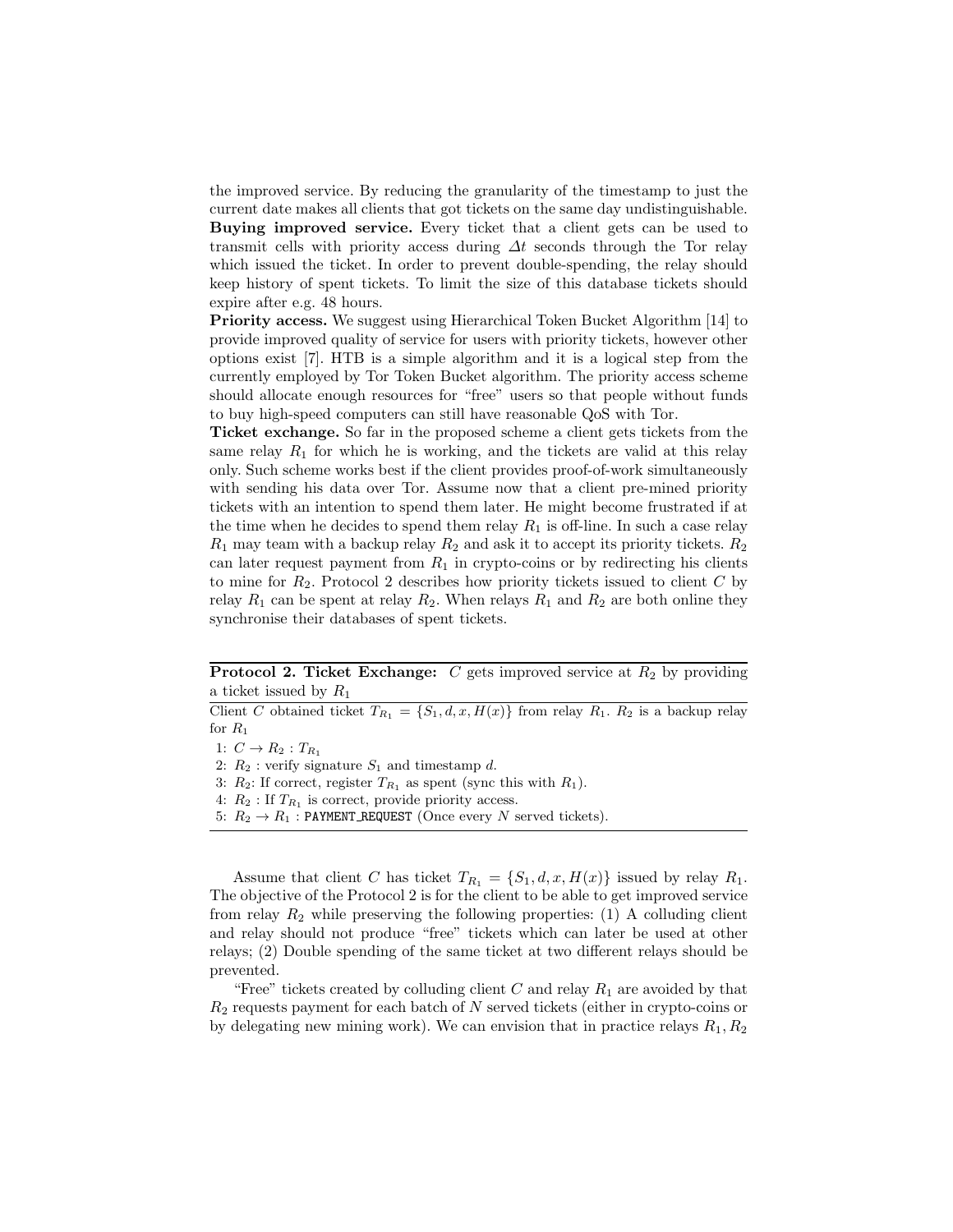the improved service. By reducing the granularity of the timestamp to just the current date makes all clients that got tickets on the same day undistinguishable.

**Buying improved service.** Every ticket that a client gets can be used to transmit cells with priority access during $\Delta t$ seconds through the Tor relay which issued the ticket. In order to prevent double-spending, the relay should keep history of spent tickets. To limit the size of this database tickets should expire after e.g. 48 hours.

**Priority access.** We suggest using Hierarchical Token Bucket Algorithm [14] to provide improved quality of service for users with priority tickets, however other options exist [7]. HTB is a simple algorithm and it is a logical step from the currently employed by Tor Token Bucket algorithm. The priority access scheme should allocate enough resources for "free" users so that people without funds to buy high-speed computers can still have reasonable QoS with Tor.

**Ticket exchange.** So far in the proposed scheme a client gets tickets from the same relay $R_1$ for which he is working, and the tickets are valid at this relay only. Such scheme works best if the client provides proof-of-work simultaneously with sending his data over Tor. Assume now that a client pre-mined priority tickets with an intention to spend them later. He might become frustrated if at the time when he decides to spend them relay $R_1$ is off-line. In such a case relay $R_1$ may team with a backup relay $R_2$ and ask it to accept its priority tickets. $R_2$ can later request payment from $R_1$ in crypto-coins or by redirecting his clients to mine for $R_2$. Protocol 2 describes how priority tickets issued to client $C$ by relay $R_1$ can be spent at relay $R_2$. When relays $R_1$ and $R_2$ are both online they synchronise their databases of spent tickets.

---

**Protocol 2. Ticket Exchange:** $C$ gets improved service at $R_2$ by providing a ticket issued by $R_1$

Client $C$ obtained ticket $T_{R_1} = \{S_1, d, x, H(x)\}$ from relay $R_1$. $R_2$ is a backup relay for $R_1$

1: $C \rightarrow R_2 : T_{R_1}$
2: $R_2$ : verify signature $S_1$ and timestamp $d$.
3: $R_2$: If correct, register $T_{R_1}$ as spent (sync this with $R_1$).
4: $R_2$ : If $T_{R_1}$ is correct, provide priority access.
5: $R_2 \rightarrow R_1$ : PAYMENT_REQUEST (Once every $N$ served tickets).

---

Assume that client $C$ has ticket $T_{R_1} = \{S_1, d, x, H(x)\}$ issued by relay $R_1$. The objective of the Protocol 2 is for the client to be able to get improved service from relay $R_2$ while preserving the following properties: (1) A colluding client and relay should not produce "free" tickets which can later be used at other relays; (2) Double spending of the same ticket at two different relays should be prevented.

"Free" tickets created by colluding client $C$ and relay $R_1$ are avoided by that $R_2$ requests payment for each batch of $N$ served tickets (either in crypto-coins or by delegating new mining work). We can envision that in practice relays $R_1, R_2$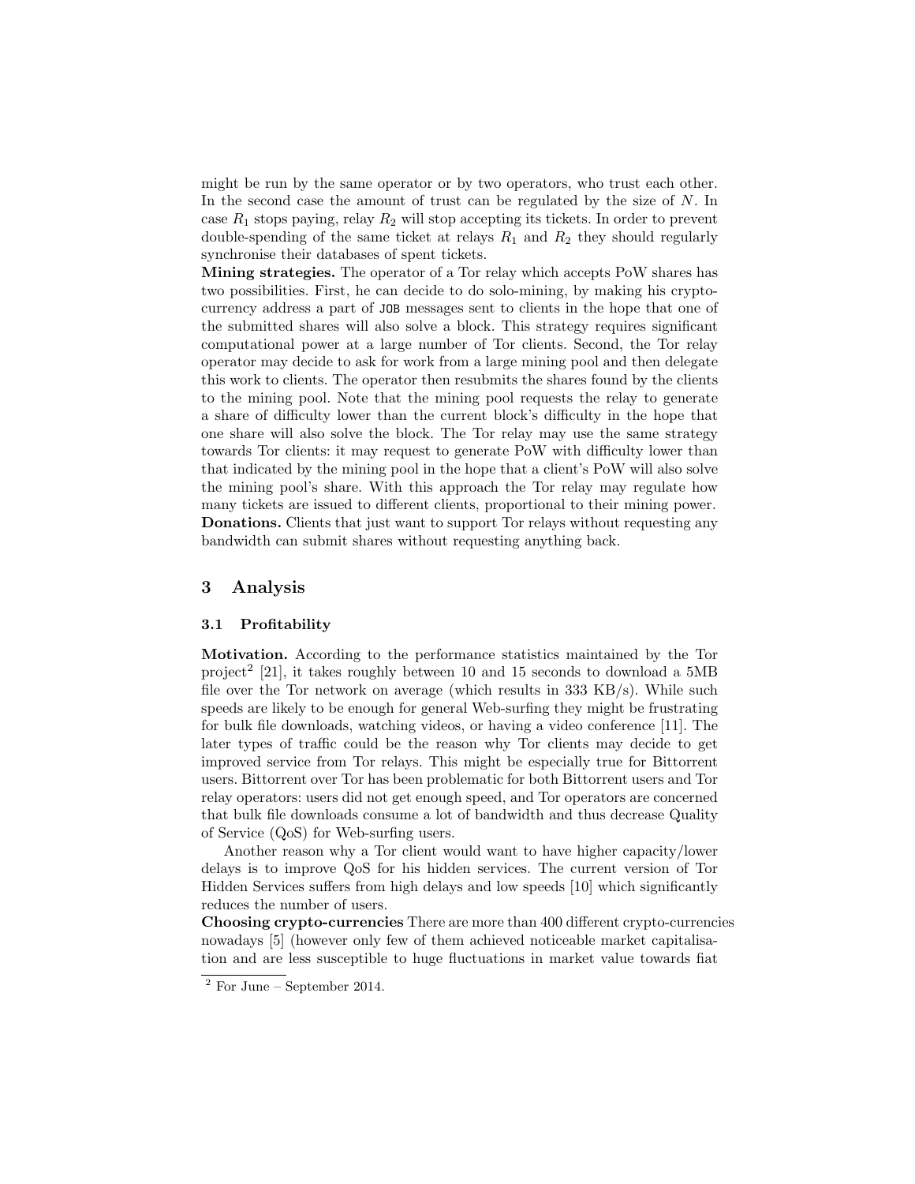might be run by the same operator or by two operators, who trust each other. In the second case the amount of trust can be regulated by the size of $N$. In case $R_1$ stops paying, relay $R_2$ will stop accepting its tickets. In order to prevent double-spending of the same ticket at relays $R_1$ and $R_2$ they should regularly synchronise their databases of spent tickets.

**Mining strategies.** The operator of a Tor relay which accepts PoW shares has two possibilities. First, he can decide to do solo-mining, by making his crypto-currency address a part of `JOB` messages sent to clients in the hope that one of the submitted shares will also solve a block. This strategy requires significant computational power at a large number of Tor clients. Second, the Tor relay operator may decide to ask for work from a large mining pool and then delegate this work to clients. The operator then resubmits the shares found by the clients to the mining pool. Note that the mining pool requests the relay to generate a share of difficulty lower than the current block's difficulty in the hope that one share will also solve the block. The Tor relay may use the same strategy towards Tor clients: it may request to generate PoW with difficulty lower than that indicated by the mining pool in the hope that a client's PoW will also solve the mining pool's share. With this approach the Tor relay may regulate how many tickets are issued to different clients, proportional to their mining power.

**Donations.** Clients that just want to support Tor relays without requesting any bandwidth can submit shares without requesting anything back.

## 3 Analysis

### 3.1 Profitability

**Motivation.** According to the performance statistics maintained by the Tor project[2] [21], it takes roughly between 10 and 15 seconds to download a 5MB file over the Tor network on average (which results in 333 KB/s). While such speeds are likely to be enough for general Web-surfing they might be frustrating for bulk file downloads, watching videos, or having a video conference [11]. The later types of traffic could be the reason why Tor clients may decide to get improved service from Tor relays. This might be especially true for Bittorrent users. Bittorrent over Tor has been problematic for both Bittorrent users and Tor relay operators: users did not get enough speed, and Tor operators are concerned that bulk file downloads consume a lot of bandwidth and thus decrease Quality of Service (QoS) for Web-surfing users.

Another reason why a Tor client would want to have higher capacity/lower delays is to improve QoS for his hidden services. The current version of Tor Hidden Services suffers from high delays and low speeds [10] which significantly reduces the number of users.

**Choosing crypto-currencies** There are more than 400 different crypto-currencies nowadays [5] (however only few of them achieved noticeable market capitalisation and are less susceptible to huge fluctuations in market value towards fiat

[2] For June – September 2014.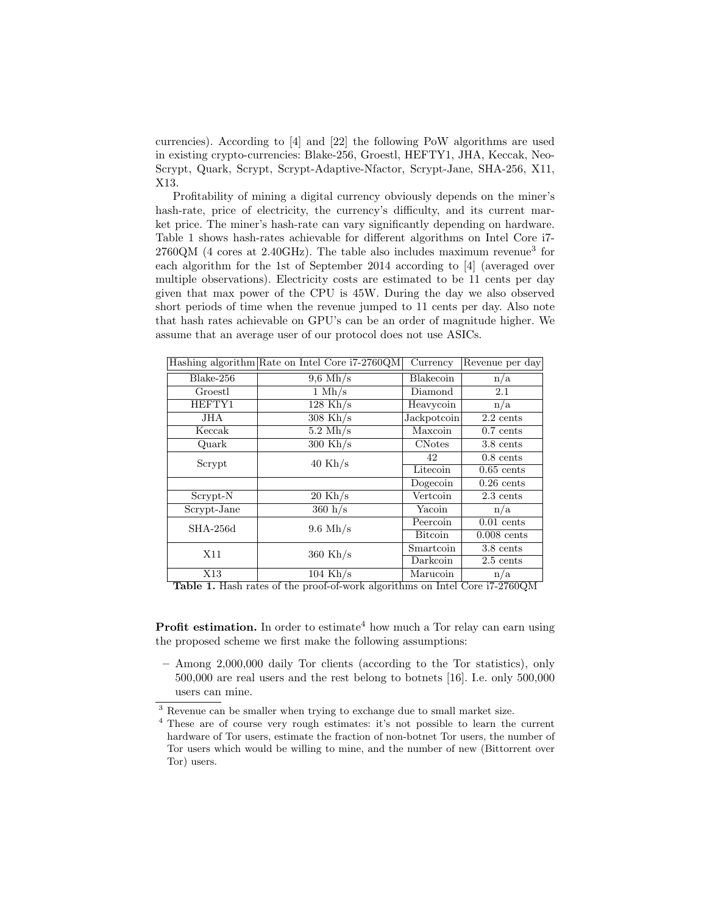currencies). According to [4] and [22] the following PoW algorithms are used in existing crypto-currencies: Blake-256, Groestl, HEFTY1, JHA, Keccak, Neo-Scrypt, Quark, Scrypt, Scrypt-Adaptive-Nfactor, Scrypt-Jane, SHA-256, X11, X13.

Profitability of mining a digital currency obviously depends on the miner's hash-rate, price of electricity, the currency's difficulty, and its current market price. The miner's hash-rate can vary significantly depending on hardware. Table 1 shows hash-rates achievable for different algorithms on Intel Core i7-2760QM (4 cores at 2.40GHz). The table also includes maximum revenue[3] for each algorithm for the 1st of September 2014 according to [4] (averaged over multiple observations). Electricity costs are estimated to be 11 cents per day given that max power of the CPU is 45W. During the day we also observed short periods of time when the revenue jumped to 11 cents per day. Also note that hash rates achievable on GPU's can be an order of magnitude higher. We assume that an average user of our protocol does not use ASICs.

| Hashing algorithm | Rate on Intel Core i7-2760QM | Currency | Revenue per day |
|---|---|---|---|
| Blake-256 | 9,6 Mh/s | Blakecoin | n/a |
| Groestl | 1 Mh/s | Diamond | 2.1 |
| HEFTY1 | 128 Kh/s | Heavycoin | n/a |
| JHA | 308 Kh/s | Jackpotcoin | 2.2 cents |
| Keccak | 5.2 Mh/s | Maxcoin | 0.7 cents |
| Quark | 300 Kh/s | CNotes | 3.8 cents |
| Scrypt | 40 Kh/s | 42 | 0.8 cents |
| | | Litecoin | 0.65 cents |
| | | Dogecoin | 0.26 cents |
| Scrypt-N | 20 Kh/s | Vertcoin | 2.3 cents |
| Scrypt-Jane | 360 h/s | Yacoin | n/a |
| SHA-256d | 9.6 Mh/s | Peercoin | 0.01 cents |
| | | Bitcoin | 0.008 cents |
| X11 | 360 Kh/s | Smartcoin | 3.8 cents |
| | | Darkcoin | 2.5 cents |
| X13 | 104 Kh/s | Marucoin | n/a |

**Table 1.** Hash rates of the proof-of-work algorithms on Intel Core i7-2760QM

**Profit estimation.** In order to estimate[4] how much a Tor relay can earn using the proposed scheme we first make the following assumptions:

- Among 2,000,000 daily Tor clients (according to the Tor statistics), only 500,000 are real users and the rest belong to botnets [16]. I.e. only 500,000 users can mine.

[3] Revenue can be smaller when trying to exchange due to small market size.

[4] These are of course very rough estimates: it's not possible to learn the current hardware of Tor users, estimate the fraction of non-botnet Tor users, the number of Tor users which would be willing to mine, and the number of new (Bittorrent over Tor) users.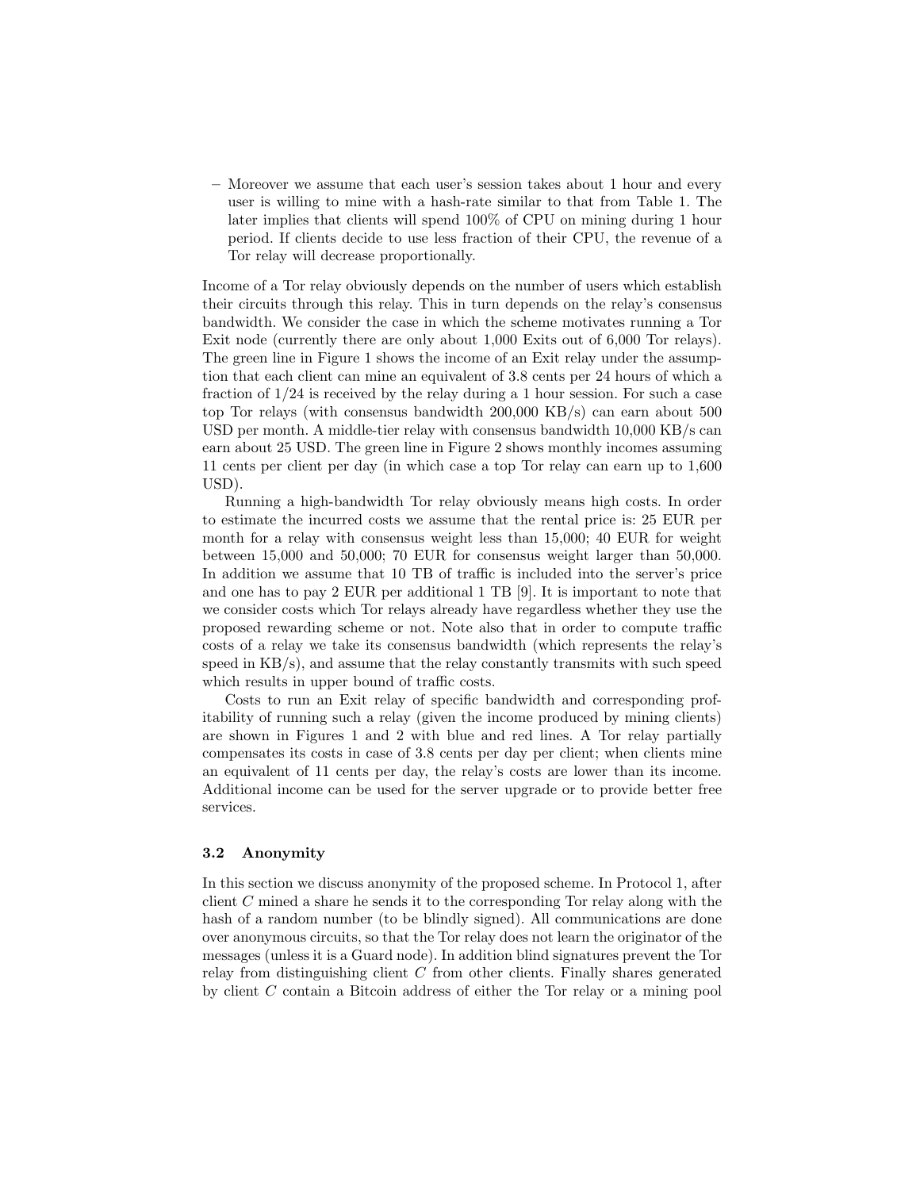– Moreover we assume that each user's session takes about 1 hour and every user is willing to mine with a hash-rate similar to that from Table 1. The later implies that clients will spend 100% of CPU on mining during 1 hour period. If clients decide to use less fraction of their CPU, the revenue of a Tor relay will decrease proportionally.

Income of a Tor relay obviously depends on the number of users which establish their circuits through this relay. This in turn depends on the relay's consensus bandwidth. We consider the case in which the scheme motivates running a Tor Exit node (currently there are only about 1,000 Exits out of 6,000 Tor relays). The green line in Figure 1 shows the income of an Exit relay under the assumption that each client can mine an equivalent of 3.8 cents per 24 hours of which a fraction of 1/24 is received by the relay during a 1 hour session. For such a case top Tor relays (with consensus bandwidth 200,000 KB/s) can earn about 500 USD per month. A middle-tier relay with consensus bandwidth 10,000 KB/s can earn about 25 USD. The green line in Figure 2 shows monthly incomes assuming 11 cents per client per day (in which case a top Tor relay can earn up to 1,600 USD).

Running a high-bandwidth Tor relay obviously means high costs. In order to estimate the incurred costs we assume that the rental price is: 25 EUR per month for a relay with consensus weight less than 15,000; 40 EUR for weight between 15,000 and 50,000; 70 EUR for consensus weight larger than 50,000. In addition we assume that 10 TB of traffic is included into the server's price and one has to pay 2 EUR per additional 1 TB [9]. It is important to note that we consider costs which Tor relays already have regardless whether they use the proposed rewarding scheme or not. Note also that in order to compute traffic costs of a relay we take its consensus bandwidth (which represents the relay's speed in KB/s), and assume that the relay constantly transmits with such speed which results in upper bound of traffic costs.

Costs to run an Exit relay of specific bandwidth and corresponding profitability of running such a relay (given the income produced by mining clients) are shown in Figures 1 and 2 with blue and red lines. A Tor relay partially compensates its costs in case of 3.8 cents per day per client; when clients mine an equivalent of 11 cents per day, the relay's costs are lower than its income. Additional income can be used for the server upgrade or to provide better free services.

### 3.2 Anonymity

In this section we discuss anonymity of the proposed scheme. In Protocol 1, after client $C$ mined a share he sends it to the corresponding Tor relay along with the hash of a random number (to be blindly signed). All communications are done over anonymous circuits, so that the Tor relay does not learn the originator of the messages (unless it is a Guard node). In addition blind signatures prevent the Tor relay from distinguishing client $C$ from other clients. Finally shares generated by client $C$ contain a Bitcoin address of either the Tor relay or a mining pool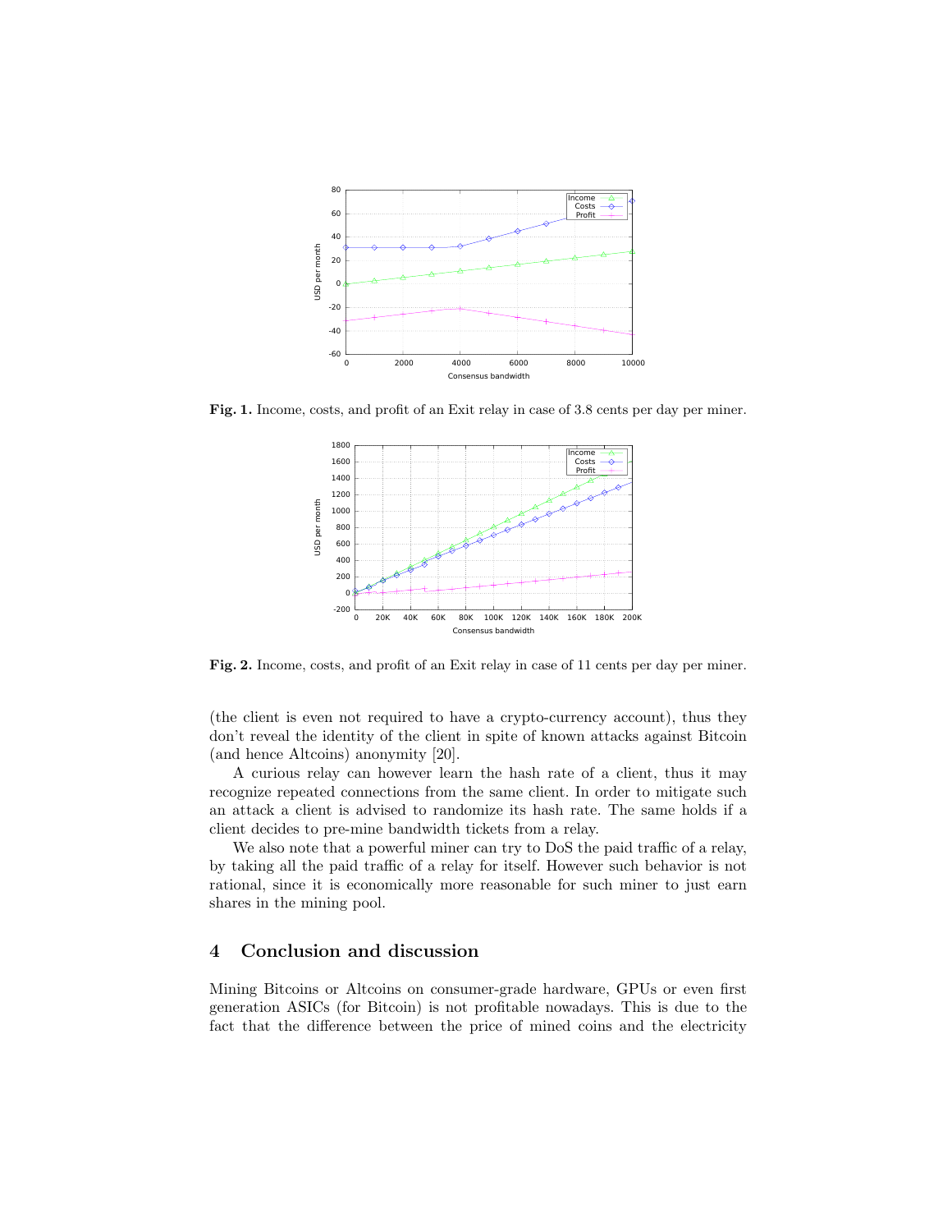80
60
40
20
0
-20
-40
-60
USD per month
0
2000
4000
6000
8000
10000
Consensus bandwidth
Income
Costs
Profit

**Fig. 1.** Income, costs, and profit of an Exit relay in case of 3.8 cents per day per miner.

1800
1600
1400
1200
1000
800
600
400
200
0
-200
USD per month
0
20K
40K
60K
80K
100K
120K
140K
160K
180K
200K
Consensus bandwidth
Income
Costs
Profit

**Fig. 2.** Income, costs, and profit of an Exit relay in case of 11 cents per day per miner.

(the client is even not required to have a crypto-currency account), thus they don't reveal the identity of the client in spite of known attacks against Bitcoin (and hence Altcoins) anonymity [20].

A curious relay can however learn the hash rate of a client, thus it may recognize repeated connections from the same client. In order to mitigate such an attack a client is advised to randomize its hash rate. The same holds if a client decides to pre-mine bandwidth tickets from a relay.

We also note that a powerful miner can try to DoS the paid traffic of a relay, by taking all the paid traffic of a relay for itself. However such behavior is not rational, since it is economically more reasonable for such miner to just earn shares in the mining pool.

## 4 Conclusion and discussion

Mining Bitcoins or Altcoins on consumer-grade hardware, GPUs or even first generation ASICs (for Bitcoin) is not profitable nowadays. This is due to the fact that the difference between the price of mined coins and the electricity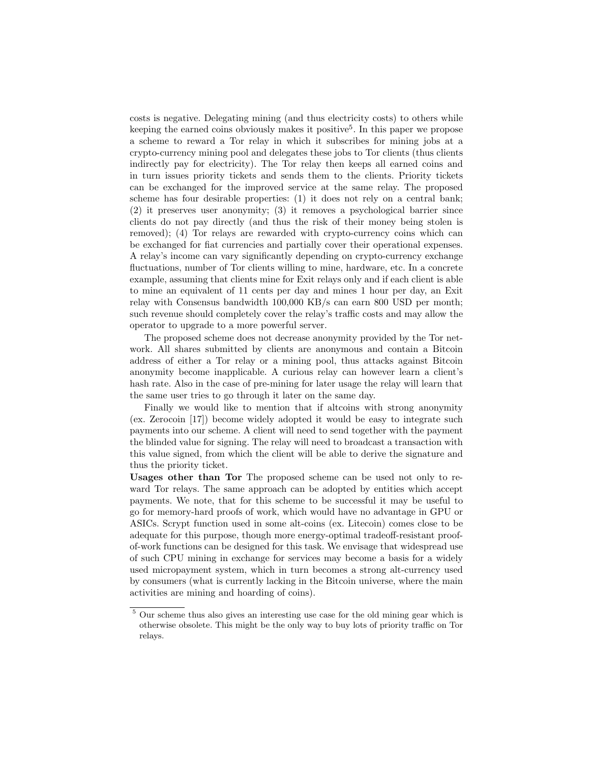costs is negative. Delegating mining (and thus electricity costs) to others while keeping the earned coins obviously makes it positive[5]. In this paper we propose a scheme to reward a Tor relay in which it subscribes for mining jobs at a crypto-currency mining pool and delegates these jobs to Tor clients (thus clients indirectly pay for electricity). The Tor relay then keeps all earned coins and in turn issues priority tickets and sends them to the clients. Priority tickets can be exchanged for the improved service at the same relay. The proposed scheme has four desirable properties: (1) it does not rely on a central bank; (2) it preserves user anonymity; (3) it removes a psychological barrier since clients do not pay directly (and thus the risk of their money being stolen is removed); (4) Tor relays are rewarded with crypto-currency coins which can be exchanged for fiat currencies and partially cover their operational expenses. A relay's income can vary significantly depending on crypto-currency exchange fluctuations, number of Tor clients willing to mine, hardware, etc. In a concrete example, assuming that clients mine for Exit relays only and if each client is able to mine an equivalent of 11 cents per day and mines 1 hour per day, an Exit relay with Consensus bandwidth 100,000 KB/s can earn 800 USD per month; such revenue should completely cover the relay's traffic costs and may allow the operator to upgrade to a more powerful server.

The proposed scheme does not decrease anonymity provided by the Tor network. All shares submitted by clients are anonymous and contain a Bitcoin address of either a Tor relay or a mining pool, thus attacks against Bitcoin anonymity become inapplicable. A curious relay can however learn a client's hash rate. Also in the case of pre-mining for later usage the relay will learn that the same user tries to go through it later on the same day.

Finally we would like to mention that if altcoins with strong anonymity (ex. Zerocoin [17]) become widely adopted it would be easy to integrate such payments into our scheme. A client will need to send together with the payment the blinded value for signing. The relay will need to broadcast a transaction with this value signed, from which the client will be able to derive the signature and thus the priority ticket.

**Usages other than Tor** The proposed scheme can be used not only to reward Tor relays. The same approach can be adopted by entities which accept payments. We note, that for this scheme to be successful it may be useful to go for memory-hard proofs of work, which would have no advantage in GPU or ASICs. Scrypt function used in some alt-coins (ex. Litecoin) comes close to be adequate for this purpose, though more energy-optimal tradeoff-resistant proof-of-work functions can be designed for this task. We envisage that widespread use of such CPU mining in exchange for services may become a basis for a widely used micropayment system, which in turn becomes a strong alt-currency used by consumers (what is currently lacking in the Bitcoin universe, where the main activities are mining and hoarding of coins).

[5] Our scheme thus also gives an interesting use case for the old mining gear which is otherwise obsolete. This might be the only way to buy lots of priority traffic on Tor relays.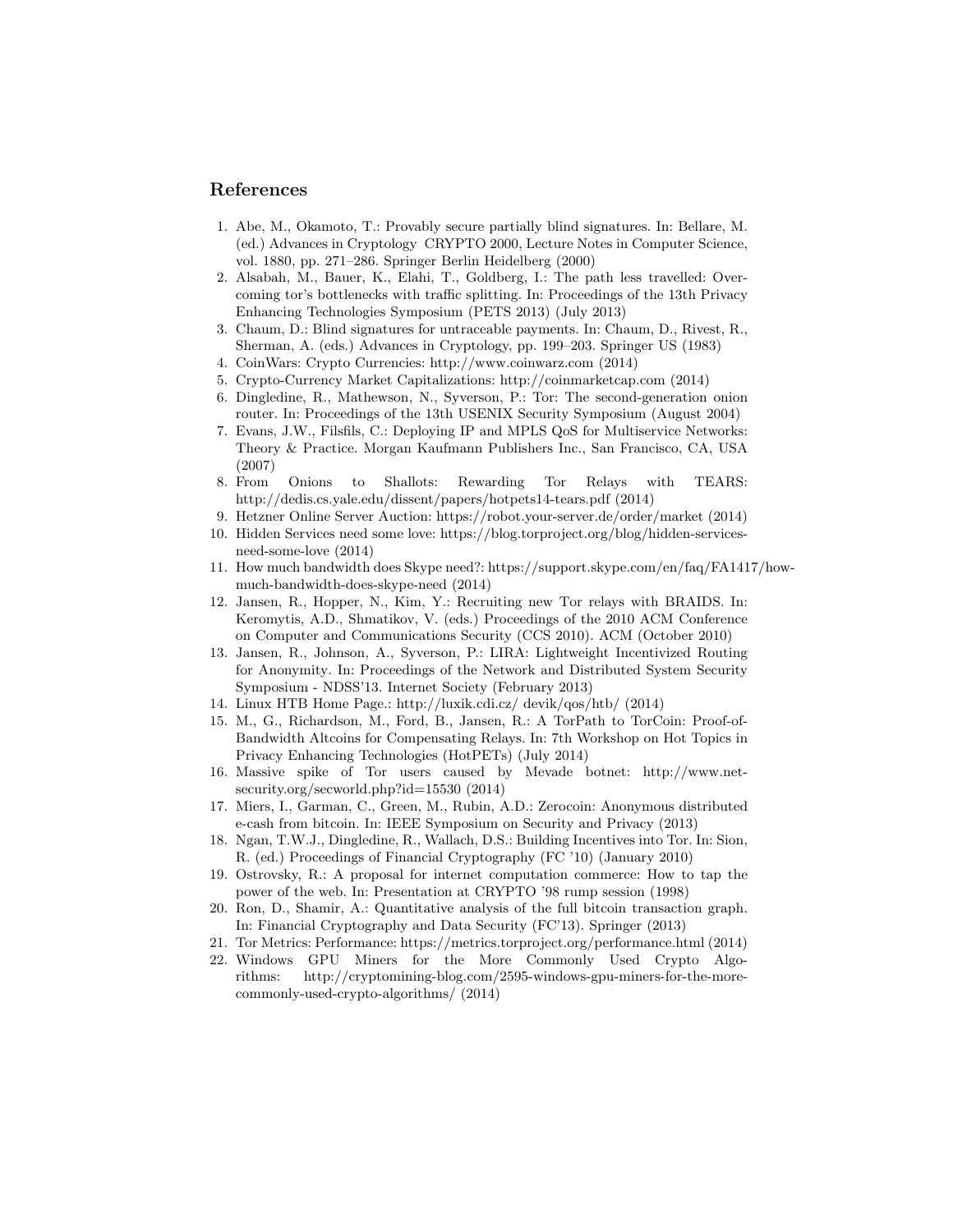## References

1. Abe, M., Okamoto, T.: Provably secure partially blind signatures. In: Bellare, M. (ed.) Advances in Cryptology CRYPTO 2000, Lecture Notes in Computer Science, vol. 1880, pp. 271–286. Springer Berlin Heidelberg (2000)
2. Alsabah, M., Bauer, K., Elahi, T., Goldberg, I.: The path less travelled: Overcoming tor's bottlenecks with traffic splitting. In: Proceedings of the 13th Privacy Enhancing Technologies Symposium (PETS 2013) (July 2013)
3. Chaum, D.: Blind signatures for untraceable payments. In: Chaum, D., Rivest, R., Sherman, A. (eds.) Advances in Cryptology, pp. 199–203. Springer US (1983)
4. CoinWars: Crypto Currencies: http://www.coinwarz.com (2014)
5. Crypto-Currency Market Capitalizations: http://coinmarketcap.com (2014)
6. Dingledine, R., Mathewson, N., Syverson, P.: Tor: The second-generation onion router. In: Proceedings of the 13th USENIX Security Symposium (August 2004)
7. Evans, J.W., Filsfils, C.: Deploying IP and MPLS QoS for Multiservice Networks: Theory & Practice. Morgan Kaufmann Publishers Inc., San Francisco, CA, USA (2007)
8. From Onions to Shallots: Rewarding Tor Relays with TEARS: http://dedis.cs.yale.edu/dissent/papers/hotpets14-tears.pdf (2014)
9. Hetzner Online Server Auction: https://robot.your-server.de/order/market (2014)
10. Hidden Services need some love: https://blog.torproject.org/blog/hidden-services-need-some-love (2014)
11. How much bandwidth does Skype need?: https://support.skype.com/en/faq/FA1417/how-much-bandwidth-does-skype-need (2014)
12. Jansen, R., Hopper, N., Kim, Y.: Recruiting new Tor relays with BRAIDS. In: Keromytis, A.D., Shmatikov, V. (eds.) Proceedings of the 2010 ACM Conference on Computer and Communications Security (CCS 2010). ACM (October 2010)
13. Jansen, R., Johnson, A., Syverson, P.: LIRA: Lightweight Incentivized Routing for Anonymity. In: Proceedings of the Network and Distributed System Security Symposium - NDSS'13. Internet Society (February 2013)
14. Linux HTB Home Page.: http://luxik.cdi.cz/ devik/qos/htb/ (2014)
15. M., G., Richardson, M., Ford, B., Jansen, R.: A TorPath to TorCoin: Proof-of-Bandwidth Altcoins for Compensating Relays. In: 7th Workshop on Hot Topics in Privacy Enhancing Technologies (HotPETs) (July 2014)
16. Massive spike of Tor users caused by Mevade botnet: http://www.net-security.org/secworld.php?id=15530 (2014)
17. Miers, I., Garman, C., Green, M., Rubin, A.D.: Zerocoin: Anonymous distributed e-cash from bitcoin. In: IEEE Symposium on Security and Privacy (2013)
18. Ngan, T.W.J., Dingledine, R., Wallach, D.S.: Building Incentives into Tor. In: Sion, R. (ed.) Proceedings of Financial Cryptography (FC '10) (January 2010)
19. Ostrovsky, R.: A proposal for internet computation commerce: How to tap the power of the web. In: Presentation at CRYPTO '98 rump session (1998)
20. Ron, D., Shamir, A.: Quantitative analysis of the full bitcoin transaction graph. In: Financial Cryptography and Data Security (FC'13). Springer (2013)
21. Tor Metrics: Performance: https://metrics.torproject.org/performance.html (2014)
22. Windows GPU Miners for the More Commonly Used Crypto Algorithms: http://cryptomining-blog.com/2595-windows-gpu-miners-for-the-more-commonly-used-crypto-algorithms/ (2014)